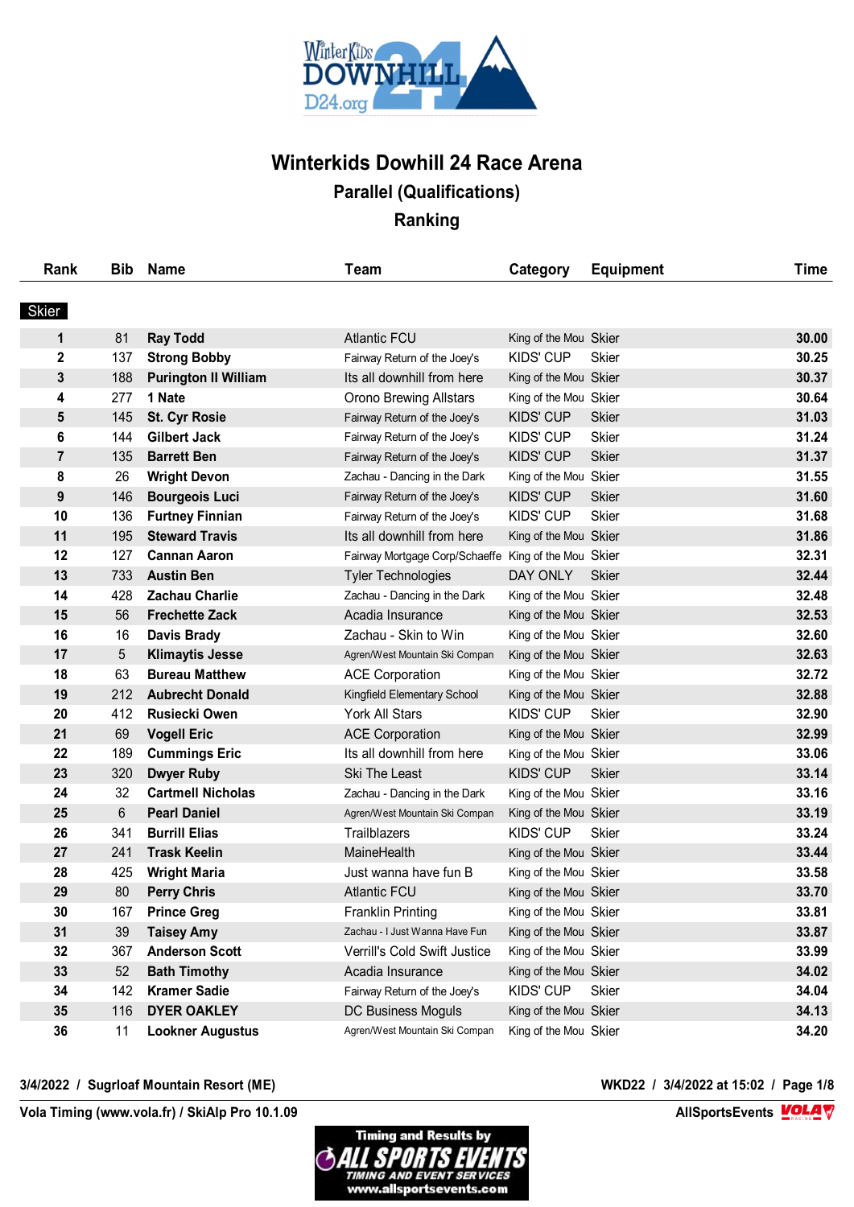# Winterkids Dowhill 24 Race Arena

## Parallel (Qualifications)

## Ranking

| Rank | Bib | Name | Team | Category | Equipment | Time |
|---|---|---|---|---|---|---|
| **Skier** | | | | | | |
| 1 | 81 | **Ray Todd** | Atlantic FCU | King of the Mou | Skier | **30.00** |
| 2 | 137 | **Strong Bobby** | Fairway Return of the Joey's | KIDS' CUP | Skier | **30.25** |
| 3 | 188 | **Purington II William** | Its all downhill from here | King of the Mou | Skier | **30.37** |
| 4 | 277 | **1 Nate** | Orono Brewing Allstars | King of the Mou | Skier | **30.64** |
| 5 | 145 | **St. Cyr Rosie** | Fairway Return of the Joey's | KIDS' CUP | Skier | **31.03** |
| 6 | 144 | **Gilbert Jack** | Fairway Return of the Joey's | KIDS' CUP | Skier | **31.24** |
| 7 | 135 | **Barrett Ben** | Fairway Return of the Joey's | KIDS' CUP | Skier | **31.37** |
| 8 | 26 | **Wright Devon** | Zachau - Dancing in the Dark | King of the Mou | Skier | **31.55** |
| 9 | 146 | **Bourgeois Luci** | Fairway Return of the Joey's | KIDS' CUP | Skier | **31.60** |
| 10 | 136 | **Furtney Finnian** | Fairway Return of the Joey's | KIDS' CUP | Skier | **31.68** |
| 11 | 195 | **Steward Travis** | Its all downhill from here | King of the Mou | Skier | **31.86** |
| 12 | 127 | **Cannan Aaron** | Fairway Mortgage Corp/Schaeffe | King of the Mou | Skier | **32.31** |
| 13 | 733 | **Austin Ben** | Tyler Technologies | DAY ONLY | Skier | **32.44** |
| 14 | 428 | **Zachau Charlie** | Zachau - Dancing in the Dark | King of the Mou | Skier | **32.48** |
| 15 | 56 | **Frechette Zack** | Acadia Insurance | King of the Mou | Skier | **32.53** |
| 16 | 16 | **Davis Brady** | Zachau - Skin to Win | King of the Mou | Skier | **32.60** |
| 17 | 5 | **Klimaytis Jesse** | Agren/West Mountain Ski Compan | King of the Mou | Skier | **32.63** |
| 18 | 63 | **Bureau Matthew** | ACE Corporation | King of the Mou | Skier | **32.72** |
| 19 | 212 | **Aubrecht Donald** | Kingfield Elementary School | King of the Mou | Skier | **32.88** |
| 20 | 412 | **Rusiecki Owen** | York All Stars | KIDS' CUP | Skier | **32.90** |
| 21 | 69 | **Vogell Eric** | ACE Corporation | King of the Mou | Skier | **32.99** |
| 22 | 189 | **Cummings Eric** | Its all downhill from here | King of the Mou | Skier | **33.06** |
| 23 | 320 | **Dwyer Ruby** | Ski The Least | KIDS' CUP | Skier | **33.14** |
| 24 | 32 | **Cartmell Nicholas** | Zachau - Dancing in the Dark | King of the Mou | Skier | **33.16** |
| 25 | 6 | **Pearl Daniel** | Agren/West Mountain Ski Compan | King of the Mou | Skier | **33.19** |
| 26 | 341 | **Burrill Elias** | Trailblazers | KIDS' CUP | Skier | **33.24** |
| 27 | 241 | **Trask Keelin** | MaineHealth | King of the Mou | Skier | **33.44** |
| 28 | 425 | **Wright Maria** | Just wanna have fun B | King of the Mou | Skier | **33.58** |
| 29 | 80 | **Perry Chris** | Atlantic FCU | King of the Mou | Skier | **33.70** |
| 30 | 167 | **Prince Greg** | Franklin Printing | King of the Mou | Skier | **33.81** |
| 31 | 39 | **Taisey Amy** | Zachau - I Just Wanna Have Fun | King of the Mou | Skier | **33.87** |
| 32 | 367 | **Anderson Scott** | Verrill's Cold Swift Justice | King of the Mou | Skier | **33.99** |
| 33 | 52 | **Bath Timothy** | Acadia Insurance | King of the Mou | Skier | **34.02** |
| 34 | 142 | **Kramer Sadie** | Fairway Return of the Joey's | KIDS' CUP | Skier | **34.04** |
| 35 | 116 | **DYER OAKLEY** | DC Business Moguls | King of the Mou | Skier | **34.13** |
| 36 | 11 | **Lookner Augustus** | Agren/West Mountain Ski Compan | King of the Mou | Skier | **34.20** |

**3/4/2022 / Sugrloaf Mountain Resort (ME)** **WKD22 / 3/4/2022 at 15:02**

**Vola Timing (www.vola.fr) / SkiAlp Pro 10.1.09** **AllSportsEvents**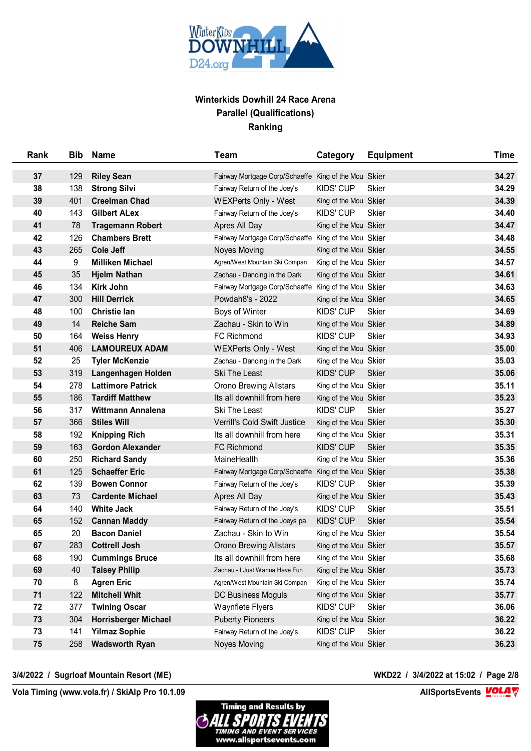**Winterkids Dowhill 24 Race Arena**
**Parallel (Qualifications)**
**Ranking**

| Rank | Bib | Name | Team | Category | Equipment | Time |
|---|---|---|---|---|---|---|
| 37 | 129 | Riley Sean | Fairway Mortgage Corp/Schaeffe | King of the Mou | Skier | 34.27 |
| 38 | 138 | Strong Silvi | Fairway Return of the Joey's | KIDS' CUP | Skier | 34.29 |
| 39 | 401 | Creelman Chad | WEXPerts Only - West | King of the Mou | Skier | 34.39 |
| 40 | 143 | Gilbert ALex | Fairway Return of the Joey's | KIDS' CUP | Skier | 34.40 |
| 41 | 78 | Tragemann Robert | Apres All Day | King of the Mou | Skier | 34.47 |
| 42 | 126 | Chambers Brett | Fairway Mortgage Corp/Schaeffe | King of the Mou | Skier | 34.48 |
| 43 | 265 | Cole Jeff | Noyes Moving | King of the Mou | Skier | 34.55 |
| 44 | 9 | Milliken Michael | Agren/West Mountain Ski Compan | King of the Mou | Skier | 34.57 |
| 45 | 35 | Hjelm Nathan | Zachau - Dancing in the Dark | King of the Mou | Skier | 34.61 |
| 46 | 134 | Kirk John | Fairway Mortgage Corp/Schaeffe | King of the Mou | Skier | 34.63 |
| 47 | 300 | Hill Derrick | Powdah8's - 2022 | King of the Mou | Skier | 34.65 |
| 48 | 100 | Christie Ian | Boys of Winter | KIDS' CUP | Skier | 34.69 |
| 49 | 14 | Reiche Sam | Zachau - Skin to Win | King of the Mou | Skier | 34.89 |
| 50 | 164 | Weiss Henry | FC Richmond | KIDS' CUP | Skier | 34.93 |
| 51 | 406 | LAMOUREUX ADAM | WEXPerts Only - West | King of the Mou | Skier | 35.00 |
| 52 | 25 | Tyler McKenzie | Zachau - Dancing in the Dark | King of the Mou | Skier | 35.03 |
| 53 | 319 | Langenhagen Holden | Ski The Least | KIDS' CUP | Skier | 35.06 |
| 54 | 278 | Lattimore Patrick | Orono Brewing Allstars | King of the Mou | Skier | 35.11 |
| 55 | 186 | Tardiff Matthew | Its all downhill from here | King of the Mou | Skier | 35.23 |
| 56 | 317 | Wittmann Annalena | Ski The Least | KIDS' CUP | Skier | 35.27 |
| 57 | 366 | Stiles Will | Verrill's Cold Swift Justice | King of the Mou | Skier | 35.30 |
| 58 | 192 | Knipping Rich | Its all downhill from here | King of the Mou | Skier | 35.31 |
| 59 | 163 | Gordon Alexander | FC Richmond | KIDS' CUP | Skier | 35.35 |
| 60 | 250 | Richard Sandy | MaineHealth | King of the Mou | Skier | 35.36 |
| 61 | 125 | Schaeffer Eric | Fairway Mortgage Corp/Schaeffe | King of the Mou | Skier | 35.38 |
| 62 | 139 | Bowen Connor | Fairway Return of the Joey's | KIDS' CUP | Skier | 35.39 |
| 63 | 73 | Cardente Michael | Apres All Day | King of the Mou | Skier | 35.43 |
| 64 | 140 | White Jack | Fairway Return of the Joey's | KIDS' CUP | Skier | 35.51 |
| 65 | 152 | Cannan Maddy | Fairway Return of the Joeys pa | KIDS' CUP | Skier | 35.54 |
| 65 | 20 | Bacon Daniel | Zachau - Skin to Win | King of the Mou | Skier | 35.54 |
| 67 | 283 | Cottrell Josh | Orono Brewing Allstars | King of the Mou | Skier | 35.57 |
| 68 | 190 | Cummings Bruce | Its all downhill from here | King of the Mou | Skier | 35.68 |
| 69 | 40 | Taisey Philip | Zachau - I Just Wanna Have Fun | King of the Mou | Skier | 35.73 |
| 70 | 8 | Agren Eric | Agren/West Mountain Ski Compan | King of the Mou | Skier | 35.74 |
| 71 | 122 | Mitchell Whit | DC Business Moguls | King of the Mou | Skier | 35.77 |
| 72 | 377 | Twining Oscar | Waynflete Flyers | KIDS' CUP | Skier | 36.06 |
| 73 | 304 | Horrisberger Michael | Puberty Pioneers | King of the Mou | Skier | 36.22 |
| 73 | 141 | Yilmaz Sophie | Fairway Return of the Joey's | KIDS' CUP | Skier | 36.22 |
| 75 | 258 | Wadsworth Ryan | Noyes Moving | King of the Mou | Skier | 36.23 |

**3/4/2022 / Sugrloaf Mountain Resort (ME)** **WKD22 / 3/4/2022 at 15:02**

**Vola Timing (www.vola.fr) / SkiAlp Pro 10.1.09** **AllSportsEvents**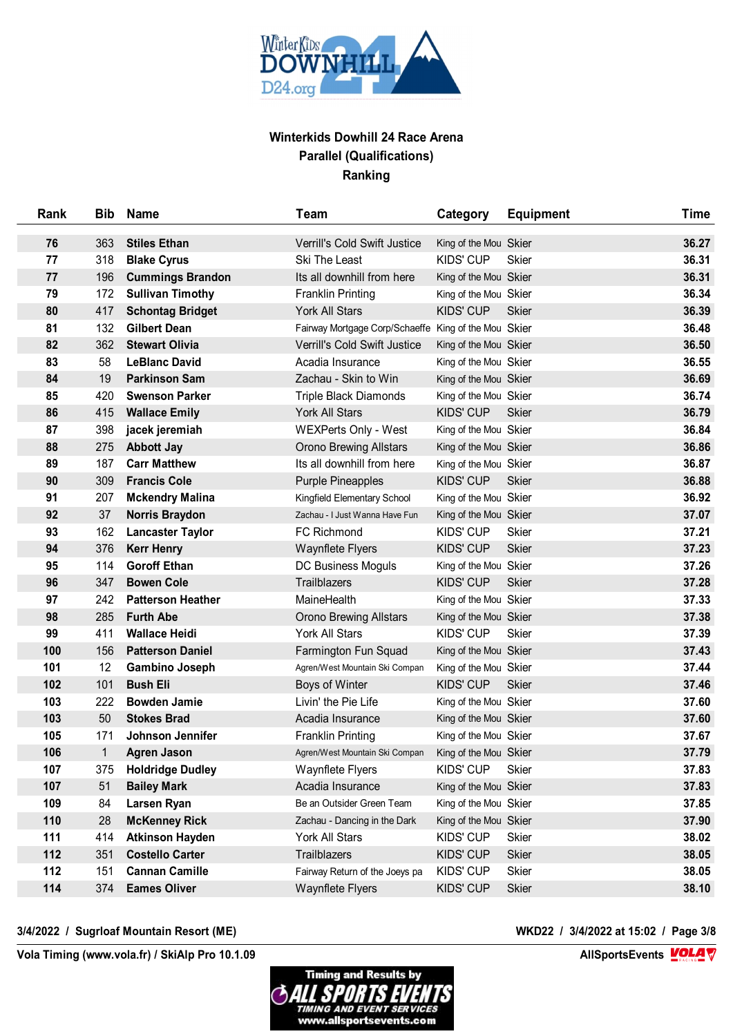**Winterkids Dowhill 24 Race Arena**
**Parallel (Qualifications)**
**Ranking**

| Rank | Bib | Name | Team | Category | Equipment | Time |
|---|---|---|---|---|---|---|
| 76 | 363 | Stiles Ethan | Verrill's Cold Swift Justice | King of the Mou | Skier | 36.27 |
| 77 | 318 | Blake Cyrus | Ski The Least | KIDS' CUP | Skier | 36.31 |
| 77 | 196 | Cummings Brandon | Its all downhill from here | King of the Mou | Skier | 36.31 |
| 79 | 172 | Sullivan Timothy | Franklin Printing | King of the Mou | Skier | 36.34 |
| 80 | 417 | Schontag Bridget | York All Stars | KIDS' CUP | Skier | 36.39 |
| 81 | 132 | Gilbert Dean | Fairway Mortgage Corp/Schaeffe | King of the Mou | Skier | 36.48 |
| 82 | 362 | Stewart Olivia | Verrill's Cold Swift Justice | King of the Mou | Skier | 36.50 |
| 83 | 58 | LeBlanc David | Acadia Insurance | King of the Mou | Skier | 36.55 |
| 84 | 19 | Parkinson Sam | Zachau - Skin to Win | King of the Mou | Skier | 36.69 |
| 85 | 420 | Swenson Parker | Triple Black Diamonds | King of the Mou | Skier | 36.74 |
| 86 | 415 | Wallace Emily | York All Stars | KIDS' CUP | Skier | 36.79 |
| 87 | 398 | jacek jeremiah | WEXPerts Only - West | King of the Mou | Skier | 36.84 |
| 88 | 275 | Abbott Jay | Orono Brewing Allstars | King of the Mou | Skier | 36.86 |
| 89 | 187 | Carr Matthew | Its all downhill from here | King of the Mou | Skier | 36.87 |
| 90 | 309 | Francis Cole | Purple Pineapples | KIDS' CUP | Skier | 36.88 |
| 91 | 207 | Mckendry Malina | Kingfield Elementary School | King of the Mou | Skier | 36.92 |
| 92 | 37 | Norris Braydon | Zachau - I Just Wanna Have Fun | King of the Mou | Skier | 37.07 |
| 93 | 162 | Lancaster Taylor | FC Richmond | KIDS' CUP | Skier | 37.21 |
| 94 | 376 | Kerr Henry | Waynflete Flyers | KIDS' CUP | Skier | 37.23 |
| 95 | 114 | Goroff Ethan | DC Business Moguls | King of the Mou | Skier | 37.26 |
| 96 | 347 | Bowen Cole | Trailblazers | KIDS' CUP | Skier | 37.28 |
| 97 | 242 | Patterson Heather | MaineHealth | King of the Mou | Skier | 37.33 |
| 98 | 285 | Furth Abe | Orono Brewing Allstars | King of the Mou | Skier | 37.38 |
| 99 | 411 | Wallace Heidi | York All Stars | KIDS' CUP | Skier | 37.39 |
| 100 | 156 | Patterson Daniel | Farmington Fun Squad | King of the Mou | Skier | 37.43 |
| 101 | 12 | Gambino Joseph | Agren/West Mountain Ski Compan | King of the Mou | Skier | 37.44 |
| 102 | 101 | Bush Eli | Boys of Winter | KIDS' CUP | Skier | 37.46 |
| 103 | 222 | Bowden Jamie | Livin' the Pie Life | King of the Mou | Skier | 37.60 |
| 103 | 50 | Stokes Brad | Acadia Insurance | King of the Mou | Skier | 37.60 |
| 105 | 171 | Johnson Jennifer | Franklin Printing | King of the Mou | Skier | 37.67 |
| 106 | 1 | Agren Jason | Agren/West Mountain Ski Compan | King of the Mou | Skier | 37.79 |
| 107 | 375 | Holdridge Dudley | Waynflete Flyers | KIDS' CUP | Skier | 37.83 |
| 107 | 51 | Bailey Mark | Acadia Insurance | King of the Mou | Skier | 37.83 |
| 109 | 84 | Larsen Ryan | Be an Outsider Green Team | King of the Mou | Skier | 37.85 |
| 110 | 28 | McKenney Rick | Zachau - Dancing in the Dark | King of the Mou | Skier | 37.90 |
| 111 | 414 | Atkinson Hayden | York All Stars | KIDS' CUP | Skier | 38.02 |
| 112 | 351 | Costello Carter | Trailblazers | KIDS' CUP | Skier | 38.05 |
| 112 | 151 | Cannan Camille | Fairway Return of the Joeys pa | KIDS' CUP | Skier | 38.05 |
| 114 | 374 | Eames Oliver | Waynflete Flyers | KIDS' CUP | Skier | 38.10 |

3/4/2022 / Sugrloaf Mountain Resort (ME) — WKD22 / 3/4/2022 at 15:02

Vola Timing (www.vola.fr) / SkiAlp Pro 10.1.09 — AllSportsEvents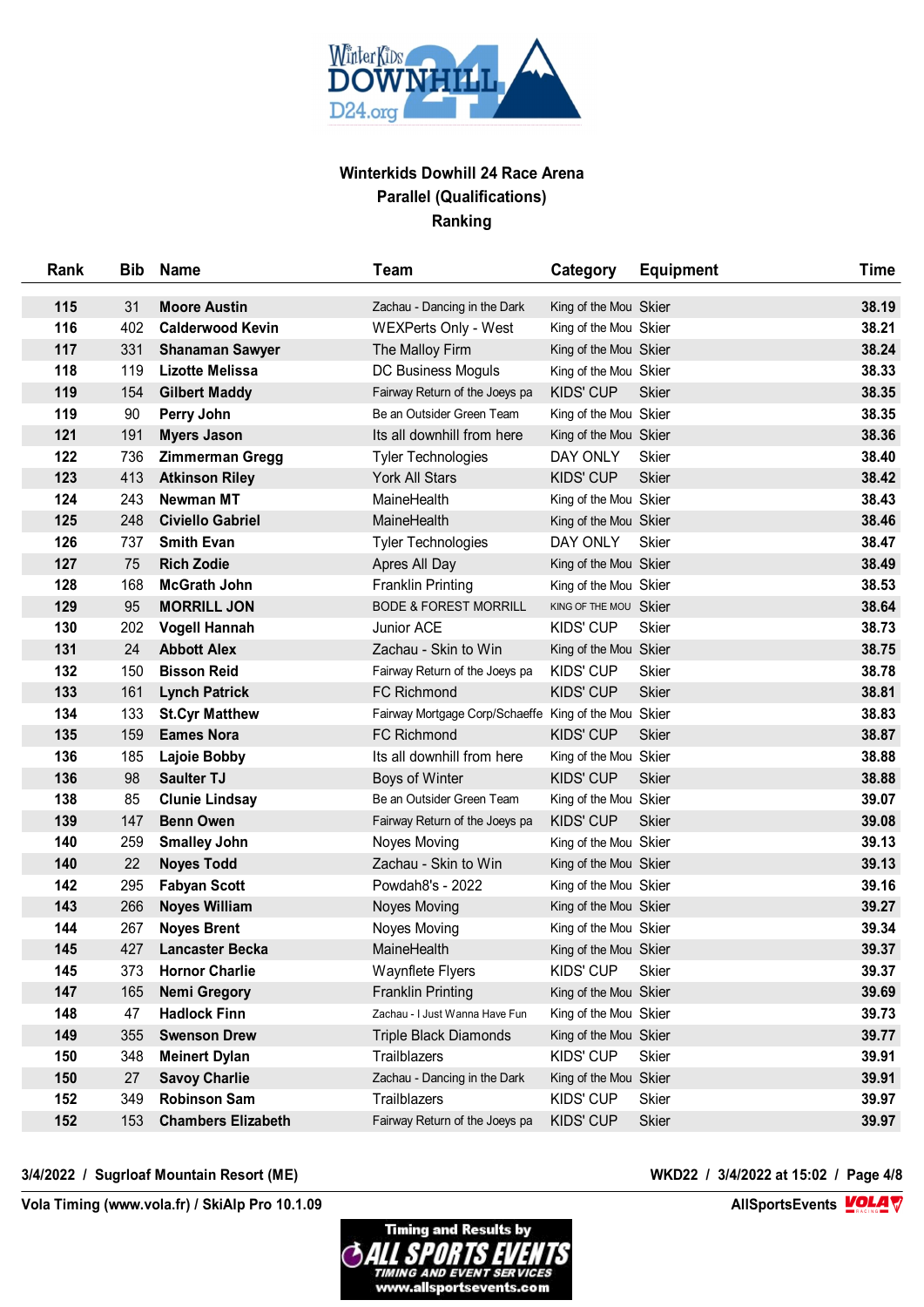# Winterkids Dowhill 24 Race Arena
## Parallel (Qualifications)
## Ranking

| Rank | Bib | Name | Team | Category | Equipment | Time |
|---|---|---|---|---|---|---|
| 115 | 31 | **Moore Austin** | Zachau - Dancing in the Dark | King of the Mou | Skier | 38.19 |
| 116 | 402 | **Calderwood Kevin** | WEXPerts Only - West | King of the Mou | Skier | 38.21 |
| 117 | 331 | **Shanaman Sawyer** | The Malloy Firm | King of the Mou | Skier | 38.24 |
| 118 | 119 | **Lizotte Melissa** | DC Business Moguls | King of the Mou | Skier | 38.33 |
| 119 | 154 | **Gilbert Maddy** | Fairway Return of the Joeys pa | KIDS' CUP | Skier | 38.35 |
| 119 | 90 | **Perry John** | Be an Outsider Green Team | King of the Mou | Skier | 38.35 |
| 121 | 191 | **Myers Jason** | Its all downhill from here | King of the Mou | Skier | 38.36 |
| 122 | 736 | **Zimmerman Gregg** | Tyler Technologies | DAY ONLY | Skier | 38.40 |
| 123 | 413 | **Atkinson Riley** | York All Stars | KIDS' CUP | Skier | 38.42 |
| 124 | 243 | **Newman MT** | MaineHealth | King of the Mou | Skier | 38.43 |
| 125 | 248 | **Civiello Gabriel** | MaineHealth | King of the Mou | Skier | 38.46 |
| 126 | 737 | **Smith Evan** | Tyler Technologies | DAY ONLY | Skier | 38.47 |
| 127 | 75 | **Rich Zodie** | Apres All Day | King of the Mou | Skier | 38.49 |
| 128 | 168 | **McGrath John** | Franklin Printing | King of the Mou | Skier | 38.53 |
| 129 | 95 | **MORRILL JON** | BODE & FOREST MORRILL | KING OF THE MOU | Skier | 38.64 |
| 130 | 202 | **Vogell Hannah** | Junior ACE | KIDS' CUP | Skier | 38.73 |
| 131 | 24 | **Abbott Alex** | Zachau - Skin to Win | King of the Mou | Skier | 38.75 |
| 132 | 150 | **Bisson Reid** | Fairway Return of the Joeys pa | KIDS' CUP | Skier | 38.78 |
| 133 | 161 | **Lynch Patrick** | FC Richmond | KIDS' CUP | Skier | 38.81 |
| 134 | 133 | **St.Cyr Matthew** | Fairway Mortgage Corp/Schaeffe | King of the Mou | Skier | 38.83 |
| 135 | 159 | **Eames Nora** | FC Richmond | KIDS' CUP | Skier | 38.87 |
| 136 | 185 | **Lajoie Bobby** | Its all downhill from here | King of the Mou | Skier | 38.88 |
| 136 | 98 | **Saulter TJ** | Boys of Winter | KIDS' CUP | Skier | 38.88 |
| 138 | 85 | **Clunie Lindsay** | Be an Outsider Green Team | King of the Mou | Skier | 39.07 |
| 139 | 147 | **Benn Owen** | Fairway Return of the Joeys pa | KIDS' CUP | Skier | 39.08 |
| 140 | 259 | **Smalley John** | Noyes Moving | King of the Mou | Skier | 39.13 |
| 140 | 22 | **Noyes Todd** | Zachau - Skin to Win | King of the Mou | Skier | 39.13 |
| 142 | 295 | **Fabyan Scott** | Powdah8's - 2022 | King of the Mou | Skier | 39.16 |
| 143 | 266 | **Noyes William** | Noyes Moving | King of the Mou | Skier | 39.27 |
| 144 | 267 | **Noyes Brent** | Noyes Moving | King of the Mou | Skier | 39.34 |
| 145 | 427 | **Lancaster Becka** | MaineHealth | King of the Mou | Skier | 39.37 |
| 145 | 373 | **Hornor Charlie** | Waynflete Flyers | KIDS' CUP | Skier | 39.37 |
| 147 | 165 | **Nemi Gregory** | Franklin Printing | King of the Mou | Skier | 39.69 |
| 148 | 47 | **Hadlock Finn** | Zachau - I Just Wanna Have Fun | King of the Mou | Skier | 39.73 |
| 149 | 355 | **Swenson Drew** | Triple Black Diamonds | King of the Mou | Skier | 39.77 |
| 150 | 348 | **Meinert Dylan** | Trailblazers | KIDS' CUP | Skier | 39.91 |
| 150 | 27 | **Savoy Charlie** | Zachau - Dancing in the Dark | King of the Mou | Skier | 39.91 |
| 152 | 349 | **Robinson Sam** | Trailblazers | KIDS' CUP | Skier | 39.97 |
| 152 | 153 | **Chambers Elizabeth** | Fairway Return of the Joeys pa | KIDS' CUP | Skier | 39.97 |

3/4/2022 / Sugrloaf Mountain Resort (ME) — WKD22 / 3/4/2022 at 15:02

Vola Timing (www.vola.fr) / SkiAlp Pro 10.1.09 — AllSportsEvents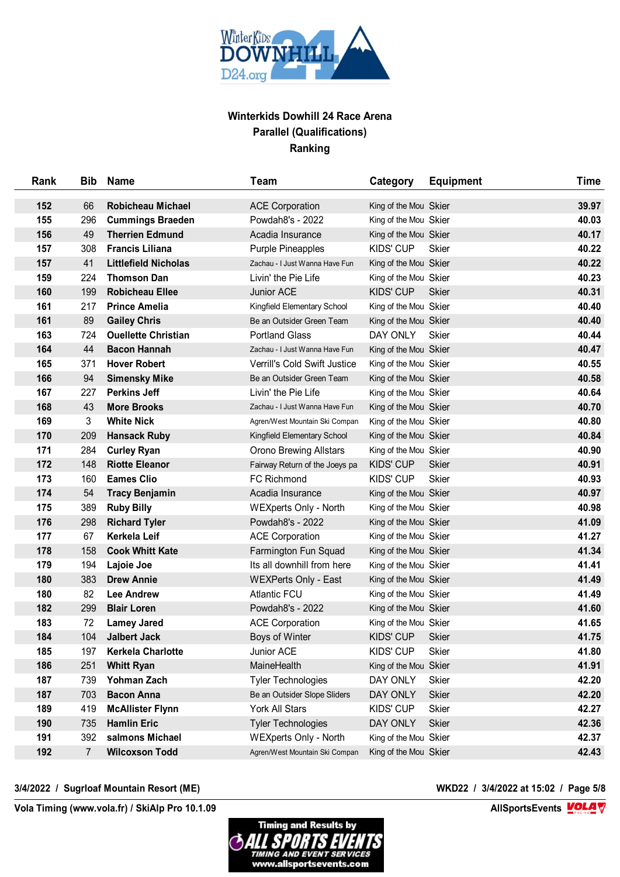**Winterkids Dowhill 24 Race Arena**
**Parallel (Qualifications)**
**Ranking**

| Rank | Bib | Name | Team | Category | Equipment | Time |
|---|---|---|---|---|---|---|
| 152 | 66 | Robicheau Michael | ACE Corporation | King of the Mou | Skier | 39.97 |
| 155 | 296 | Cummings Braeden | Powdah8's - 2022 | King of the Mou | Skier | 40.03 |
| 156 | 49 | Therrien Edmund | Acadia Insurance | King of the Mou | Skier | 40.17 |
| 157 | 308 | Francis Liliana | Purple Pineapples | KIDS' CUP | Skier | 40.22 |
| 157 | 41 | Littlefield Nicholas | Zachau - I Just Wanna Have Fun | King of the Mou | Skier | 40.22 |
| 159 | 224 | Thomson Dan | Livin' the Pie Life | King of the Mou | Skier | 40.23 |
| 160 | 199 | Robicheau Ellee | Junior ACE | KIDS' CUP | Skier | 40.31 |
| 161 | 217 | Prince Amelia | Kingfield Elementary School | King of the Mou | Skier | 40.40 |
| 161 | 89 | Gailey Chris | Be an Outsider Green Team | King of the Mou | Skier | 40.40 |
| 163 | 724 | Ouellette Christian | Portland Glass | DAY ONLY | Skier | 40.44 |
| 164 | 44 | Bacon Hannah | Zachau - I Just Wanna Have Fun | King of the Mou | Skier | 40.47 |
| 165 | 371 | Hover Robert | Verrill's Cold Swift Justice | King of the Mou | Skier | 40.55 |
| 166 | 94 | Simensky Mike | Be an Outsider Green Team | King of the Mou | Skier | 40.58 |
| 167 | 227 | Perkins Jeff | Livin' the Pie Life | King of the Mou | Skier | 40.64 |
| 168 | 43 | More Brooks | Zachau - I Just Wanna Have Fun | King of the Mou | Skier | 40.70 |
| 169 | 3 | White Nick | Agren/West Mountain Ski Compan | King of the Mou | Skier | 40.80 |
| 170 | 209 | Hansack Ruby | Kingfield Elementary School | King of the Mou | Skier | 40.84 |
| 171 | 284 | Curley Ryan | Orono Brewing Allstars | King of the Mou | Skier | 40.90 |
| 172 | 148 | Riotte Eleanor | Fairway Return of the Joeys pa | KIDS' CUP | Skier | 40.91 |
| 173 | 160 | Eames Clio | FC Richmond | KIDS' CUP | Skier | 40.93 |
| 174 | 54 | Tracy Benjamin | Acadia Insurance | King of the Mou | Skier | 40.97 |
| 175 | 389 | Ruby Billy | WEXperts Only - North | King of the Mou | Skier | 40.98 |
| 176 | 298 | Richard Tyler | Powdah8's - 2022 | King of the Mou | Skier | 41.09 |
| 177 | 67 | Kerkela Leif | ACE Corporation | King of the Mou | Skier | 41.27 |
| 178 | 158 | Cook Whitt Kate | Farmington Fun Squad | King of the Mou | Skier | 41.34 |
| 179 | 194 | Lajoie Joe | Its all downhill from here | King of the Mou | Skier | 41.41 |
| 180 | 383 | Drew Annie | WEXPerts Only - East | King of the Mou | Skier | 41.49 |
| 180 | 82 | Lee Andrew | Atlantic FCU | King of the Mou | Skier | 41.49 |
| 182 | 299 | Blair Loren | Powdah8's - 2022 | King of the Mou | Skier | 41.60 |
| 183 | 72 | Lamey Jared | ACE Corporation | King of the Mou | Skier | 41.65 |
| 184 | 104 | Jalbert Jack | Boys of Winter | KIDS' CUP | Skier | 41.75 |
| 185 | 197 | Kerkela Charlotte | Junior ACE | KIDS' CUP | Skier | 41.80 |
| 186 | 251 | Whitt Ryan | MaineHealth | King of the Mou | Skier | 41.91 |
| 187 | 739 | Yohman Zach | Tyler Technologies | DAY ONLY | Skier | 42.20 |
| 187 | 703 | Bacon Anna | Be an Outsider Slope Sliders | DAY ONLY | Skier | 42.20 |
| 189 | 419 | McAllister Flynn | York All Stars | KIDS' CUP | Skier | 42.27 |
| 190 | 735 | Hamlin Eric | Tyler Technologies | DAY ONLY | Skier | 42.36 |
| 191 | 392 | salmons Michael | WEXperts Only - North | King of the Mou | Skier | 42.37 |
| 192 | 7 | Wilcoxson Todd | Agren/West Mountain Ski Compan | King of the Mou | Skier | 42.43 |

3/4/2022 / Sugrloaf Mountain Resort (ME) — WKD22 / 3/4/2022 at 15:02

Vola Timing (www.vola.fr) / SkiAlp Pro 10.1.09 — AllSportsEvents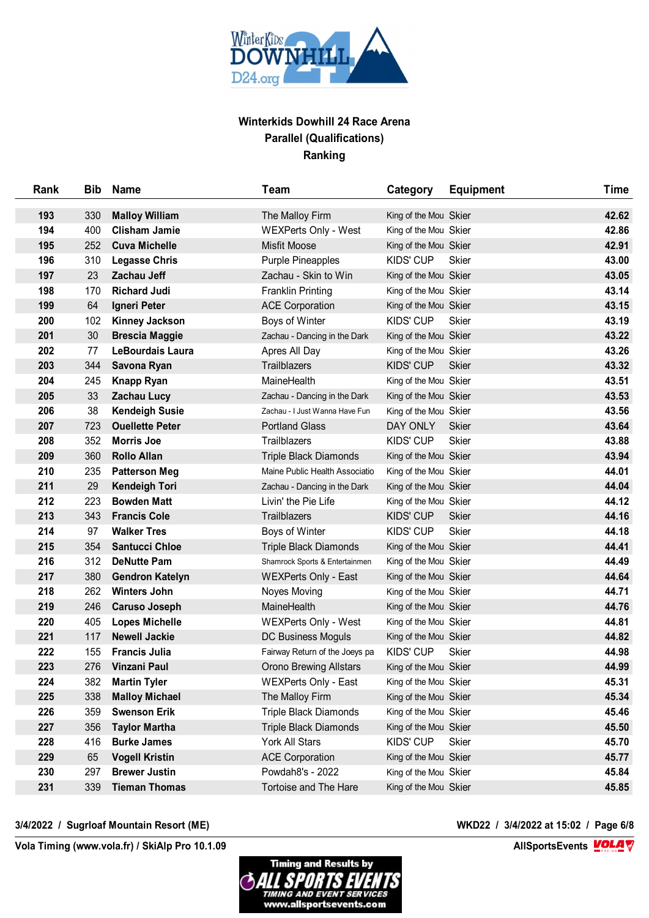**Winterkids Dowhill 24 Race Arena**
**Parallel (Qualifications)**
**Ranking**

| Rank | Bib | Name | Team | Category | Equipment | Time |
|---|---|---|---|---|---|---|
| 193 | 330 | Malloy William | The Malloy Firm | King of the Mou | Skier | 42.62 |
| 194 | 400 | Clisham Jamie | WEXPerts Only - West | King of the Mou | Skier | 42.86 |
| 195 | 252 | Cuva Michelle | Misfit Moose | King of the Mou | Skier | 42.91 |
| 196 | 310 | Legasse Chris | Purple Pineapples | KIDS' CUP | Skier | 43.00 |
| 197 | 23 | Zachau Jeff | Zachau - Skin to Win | King of the Mou | Skier | 43.05 |
| 198 | 170 | Richard Judi | Franklin Printing | King of the Mou | Skier | 43.14 |
| 199 | 64 | Igneri Peter | ACE Corporation | King of the Mou | Skier | 43.15 |
| 200 | 102 | Kinney Jackson | Boys of Winter | KIDS' CUP | Skier | 43.19 |
| 201 | 30 | Brescia Maggie | Zachau - Dancing in the Dark | King of the Mou | Skier | 43.22 |
| 202 | 77 | LeBourdais Laura | Apres All Day | King of the Mou | Skier | 43.26 |
| 203 | 344 | Savona Ryan | Trailblazers | KIDS' CUP | Skier | 43.32 |
| 204 | 245 | Knapp Ryan | MaineHealth | King of the Mou | Skier | 43.51 |
| 205 | 33 | Zachau Lucy | Zachau - Dancing in the Dark | King of the Mou | Skier | 43.53 |
| 206 | 38 | Kendeigh Susie | Zachau - I Just Wanna Have Fun | King of the Mou | Skier | 43.56 |
| 207 | 723 | Ouellette Peter | Portland Glass | DAY ONLY | Skier | 43.64 |
| 208 | 352 | Morris Joe | Trailblazers | KIDS' CUP | Skier | 43.88 |
| 209 | 360 | Rollo Allan | Triple Black Diamonds | King of the Mou | Skier | 43.94 |
| 210 | 235 | Patterson Meg | Maine Public Health Associatio | King of the Mou | Skier | 44.01 |
| 211 | 29 | Kendeigh Tori | Zachau - Dancing in the Dark | King of the Mou | Skier | 44.04 |
| 212 | 223 | Bowden Matt | Livin' the Pie Life | King of the Mou | Skier | 44.12 |
| 213 | 343 | Francis Cole | Trailblazers | KIDS' CUP | Skier | 44.16 |
| 214 | 97 | Walker Tres | Boys of Winter | KIDS' CUP | Skier | 44.18 |
| 215 | 354 | Santucci Chloe | Triple Black Diamonds | King of the Mou | Skier | 44.41 |
| 216 | 312 | DeNutte Pam | Shamrock Sports & Entertainmen | King of the Mou | Skier | 44.49 |
| 217 | 380 | Gendron Katelyn | WEXPerts Only - East | King of the Mou | Skier | 44.64 |
| 218 | 262 | Winters John | Noyes Moving | King of the Mou | Skier | 44.71 |
| 219 | 246 | Caruso Joseph | MaineHealth | King of the Mou | Skier | 44.76 |
| 220 | 405 | Lopes Michelle | WEXPerts Only - West | King of the Mou | Skier | 44.81 |
| 221 | 117 | Newell Jackie | DC Business Moguls | King of the Mou | Skier | 44.82 |
| 222 | 155 | Francis Julia | Fairway Return of the Joeys pa | KIDS' CUP | Skier | 44.98 |
| 223 | 276 | Vinzani Paul | Orono Brewing Allstars | King of the Mou | Skier | 44.99 |
| 224 | 382 | Martin Tyler | WEXPerts Only - East | King of the Mou | Skier | 45.31 |
| 225 | 338 | Malloy Michael | The Malloy Firm | King of the Mou | Skier | 45.34 |
| 226 | 359 | Swenson Erik | Triple Black Diamonds | King of the Mou | Skier | 45.46 |
| 227 | 356 | Taylor Martha | Triple Black Diamonds | King of the Mou | Skier | 45.50 |
| 228 | 416 | Burke James | York All Stars | KIDS' CUP | Skier | 45.70 |
| 229 | 65 | Vogell Kristin | ACE Corporation | King of the Mou | Skier | 45.77 |
| 230 | 297 | Brewer Justin | Powdah8's - 2022 | King of the Mou | Skier | 45.84 |
| 231 | 339 | Tieman Thomas | Tortoise and The Hare | King of the Mou | Skier | 45.85 |

3/4/2022 / Sugrloaf Mountain Resort (ME) — WKD22 / 3/4/2022 at 15:02

Vola Timing (www.vola.fr) / SkiAlp Pro 10.1.09 — AllSportsEvents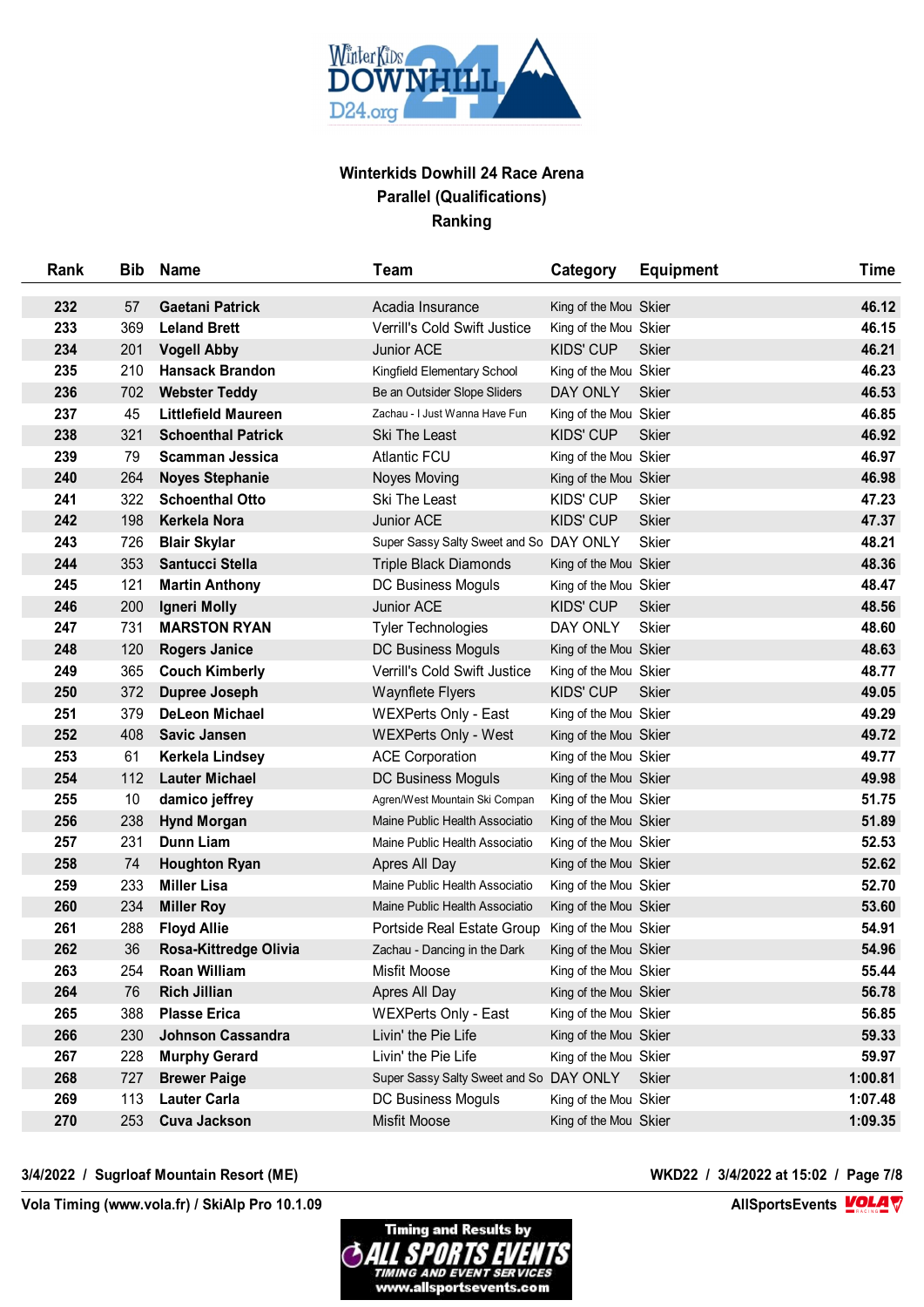**Winterkids Dowhill 24 Race Arena**
**Parallel (Qualifications)**
**Ranking**

| Rank | Bib | Name | Team | Category | Equipment | Time |
|---|---|---|---|---|---|---|
| 232 | 57 | Gaetani Patrick | Acadia Insurance | King of the Mou | Skier | 46.12 |
| 233 | 369 | Leland Brett | Verrill's Cold Swift Justice | King of the Mou | Skier | 46.15 |
| 234 | 201 | Vogell Abby | Junior ACE | KIDS' CUP | Skier | 46.21 |
| 235 | 210 | Hansack Brandon | Kingfield Elementary School | King of the Mou | Skier | 46.23 |
| 236 | 702 | Webster Teddy | Be an Outsider Slope Sliders | DAY ONLY | Skier | 46.53 |
| 237 | 45 | Littlefield Maureen | Zachau - I Just Wanna Have Fun | King of the Mou | Skier | 46.85 |
| 238 | 321 | Schoenthal Patrick | Ski The Least | KIDS' CUP | Skier | 46.92 |
| 239 | 79 | Scamman Jessica | Atlantic FCU | King of the Mou | Skier | 46.97 |
| 240 | 264 | Noyes Stephanie | Noyes Moving | King of the Mou | Skier | 46.98 |
| 241 | 322 | Schoenthal Otto | Ski The Least | KIDS' CUP | Skier | 47.23 |
| 242 | 198 | Kerkela Nora | Junior ACE | KIDS' CUP | Skier | 47.37 |
| 243 | 726 | Blair Skylar | Super Sassy Salty Sweet and So | DAY ONLY | Skier | 48.21 |
| 244 | 353 | Santucci Stella | Triple Black Diamonds | King of the Mou | Skier | 48.36 |
| 245 | 121 | Martin Anthony | DC Business Moguls | King of the Mou | Skier | 48.47 |
| 246 | 200 | Igneri Molly | Junior ACE | KIDS' CUP | Skier | 48.56 |
| 247 | 731 | MARSTON RYAN | Tyler Technologies | DAY ONLY | Skier | 48.60 |
| 248 | 120 | Rogers Janice | DC Business Moguls | King of the Mou | Skier | 48.63 |
| 249 | 365 | Couch Kimberly | Verrill's Cold Swift Justice | King of the Mou | Skier | 48.77 |
| 250 | 372 | Dupree Joseph | Waynflete Flyers | KIDS' CUP | Skier | 49.05 |
| 251 | 379 | DeLeon Michael | WEXPerts Only - East | King of the Mou | Skier | 49.29 |
| 252 | 408 | Savic Jansen | WEXPerts Only - West | King of the Mou | Skier | 49.72 |
| 253 | 61 | Kerkela Lindsey | ACE Corporation | King of the Mou | Skier | 49.77 |
| 254 | 112 | Lauter Michael | DC Business Moguls | King of the Mou | Skier | 49.98 |
| 255 | 10 | damico jeffrey | Agren/West Mountain Ski Compan | King of the Mou | Skier | 51.75 |
| 256 | 238 | Hynd Morgan | Maine Public Health Associatio | King of the Mou | Skier | 51.89 |
| 257 | 231 | Dunn Liam | Maine Public Health Associatio | King of the Mou | Skier | 52.53 |
| 258 | 74 | Houghton Ryan | Apres All Day | King of the Mou | Skier | 52.62 |
| 259 | 233 | Miller Lisa | Maine Public Health Associatio | King of the Mou | Skier | 52.70 |
| 260 | 234 | Miller Roy | Maine Public Health Associatio | King of the Mou | Skier | 53.60 |
| 261 | 288 | Floyd Allie | Portside Real Estate Group | King of the Mou | Skier | 54.91 |
| 262 | 36 | Rosa-Kittredge Olivia | Zachau - Dancing in the Dark | King of the Mou | Skier | 54.96 |
| 263 | 254 | Roan William | Misfit Moose | King of the Mou | Skier | 55.44 |
| 264 | 76 | Rich Jillian | Apres All Day | King of the Mou | Skier | 56.78 |
| 265 | 388 | Plasse Erica | WEXPerts Only - East | King of the Mou | Skier | 56.85 |
| 266 | 230 | Johnson Cassandra | Livin' the Pie Life | King of the Mou | Skier | 59.33 |
| 267 | 228 | Murphy Gerard | Livin' the Pie Life | King of the Mou | Skier | 59.97 |
| 268 | 727 | Brewer Paige | Super Sassy Salty Sweet and So | DAY ONLY | Skier | 1:00.81 |
| 269 | 113 | Lauter Carla | DC Business Moguls | King of the Mou | Skier | 1:07.48 |
| 270 | 253 | Cuva Jackson | Misfit Moose | King of the Mou | Skier | 1:09.35 |

3/4/2022 / Sugrloaf Mountain Resort (ME)

WKD22 / 3/4/2022 at 15:02

Vola Timing (www.vola.fr) / SkiAlp Pro 10.1.09

AllSportsEvents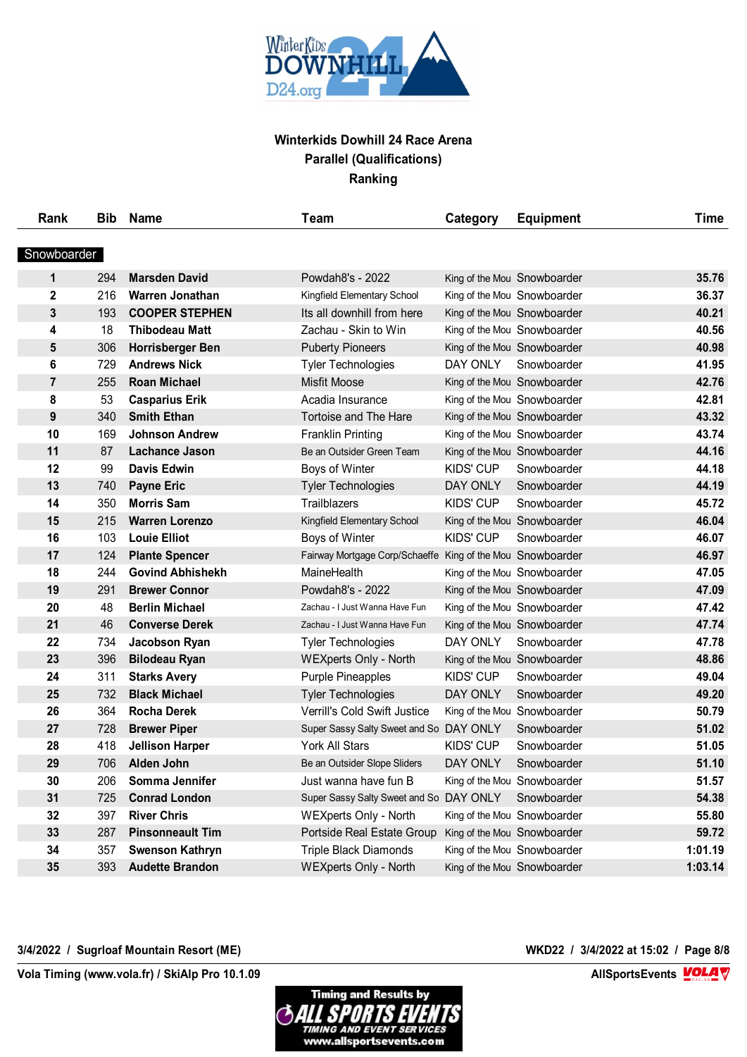## Winterkids Dowhill 24 Race Arena
## Parallel (Qualifications)
## Ranking

| Rank | Bib | Name | Team | Category | Equipment | Time |
|---|---|---|---|---|---|---|
| **Snowboarder** | | | | | | |
| 1 | 294 | **Marsden David** | Powdah8's - 2022 | King of the Mou | Snowboarder | **35.76** |
| 2 | 216 | **Warren Jonathan** | Kingfield Elementary School | King of the Mou | Snowboarder | **36.37** |
| 3 | 193 | **COOPER STEPHEN** | Its all downhill from here | King of the Mou | Snowboarder | **40.21** |
| 4 | 18 | **Thibodeau Matt** | Zachau - Skin to Win | King of the Mou | Snowboarder | **40.56** |
| 5 | 306 | **Horrisberger Ben** | Puberty Pioneers | King of the Mou | Snowboarder | **40.98** |
| 6 | 729 | **Andrews Nick** | Tyler Technologies | DAY ONLY | Snowboarder | **41.95** |
| 7 | 255 | **Roan Michael** | Misfit Moose | King of the Mou | Snowboarder | **42.76** |
| 8 | 53 | **Casparius Erik** | Acadia Insurance | King of the Mou | Snowboarder | **42.81** |
| 9 | 340 | **Smith Ethan** | Tortoise and The Hare | King of the Mou | Snowboarder | **43.32** |
| 10 | 169 | **Johnson Andrew** | Franklin Printing | King of the Mou | Snowboarder | **43.74** |
| 11 | 87 | **Lachance Jason** | Be an Outsider Green Team | King of the Mou | Snowboarder | **44.16** |
| 12 | 99 | **Davis Edwin** | Boys of Winter | KIDS' CUP | Snowboarder | **44.18** |
| 13 | 740 | **Payne Eric** | Tyler Technologies | DAY ONLY | Snowboarder | **44.19** |
| 14 | 350 | **Morris Sam** | Trailblazers | KIDS' CUP | Snowboarder | **45.72** |
| 15 | 215 | **Warren Lorenzo** | Kingfield Elementary School | King of the Mou | Snowboarder | **46.04** |
| 16 | 103 | **Louie Elliot** | Boys of Winter | KIDS' CUP | Snowboarder | **46.07** |
| 17 | 124 | **Plante Spencer** | Fairway Mortgage Corp/Schaeffe | King of the Mou | Snowboarder | **46.97** |
| 18 | 244 | **Govind Abhishekh** | MaineHealth | King of the Mou | Snowboarder | **47.05** |
| 19 | 291 | **Brewer Connor** | Powdah8's - 2022 | King of the Mou | Snowboarder | **47.09** |
| 20 | 48 | **Berlin Michael** | Zachau - I Just Wanna Have Fun | King of the Mou | Snowboarder | **47.42** |
| 21 | 46 | **Converse Derek** | Zachau - I Just Wanna Have Fun | King of the Mou | Snowboarder | **47.74** |
| 22 | 734 | **Jacobson Ryan** | Tyler Technologies | DAY ONLY | Snowboarder | **47.78** |
| 23 | 396 | **Bilodeau Ryan** | WEXperts Only - North | King of the Mou | Snowboarder | **48.86** |
| 24 | 311 | **Starks Avery** | Purple Pineapples | KIDS' CUP | Snowboarder | **49.04** |
| 25 | 732 | **Black Michael** | Tyler Technologies | DAY ONLY | Snowboarder | **49.20** |
| 26 | 364 | **Rocha Derek** | Verrill's Cold Swift Justice | King of the Mou | Snowboarder | **50.79** |
| 27 | 728 | **Brewer Piper** | Super Sassy Salty Sweet and So | DAY ONLY | Snowboarder | **51.02** |
| 28 | 418 | **Jellison Harper** | York All Stars | KIDS' CUP | Snowboarder | **51.05** |
| 29 | 706 | **Alden John** | Be an Outsider Slope Sliders | DAY ONLY | Snowboarder | **51.10** |
| 30 | 206 | **Somma Jennifer** | Just wanna have fun B | King of the Mou | Snowboarder | **51.57** |
| 31 | 725 | **Conrad London** | Super Sassy Salty Sweet and So | DAY ONLY | Snowboarder | **54.38** |
| 32 | 397 | **River Chris** | WEXperts Only - North | King of the Mou | Snowboarder | **55.80** |
| 33 | 287 | **Pinsonneault Tim** | Portside Real Estate Group | King of the Mou | Snowboarder | **59.72** |
| 34 | 357 | **Swenson Kathryn** | Triple Black Diamonds | King of the Mou | Snowboarder | **1:01.19** |
| 35 | 393 | **Audette Brandon** | WEXperts Only - North | King of the Mou | Snowboarder | **1:03.14** |

**3/4/2022 / Sugrloaf Mountain Resort (ME)** **WKD22 / 3/4/2022 at 15:02**

**Vola Timing (www.vola.fr) / SkiAlp Pro 10.1.09** **AllSportsEvents**

Timing and Results by ALL SPORTS EVENTS — TIMING AND EVENT SERVICES — www.allsportsevents.com